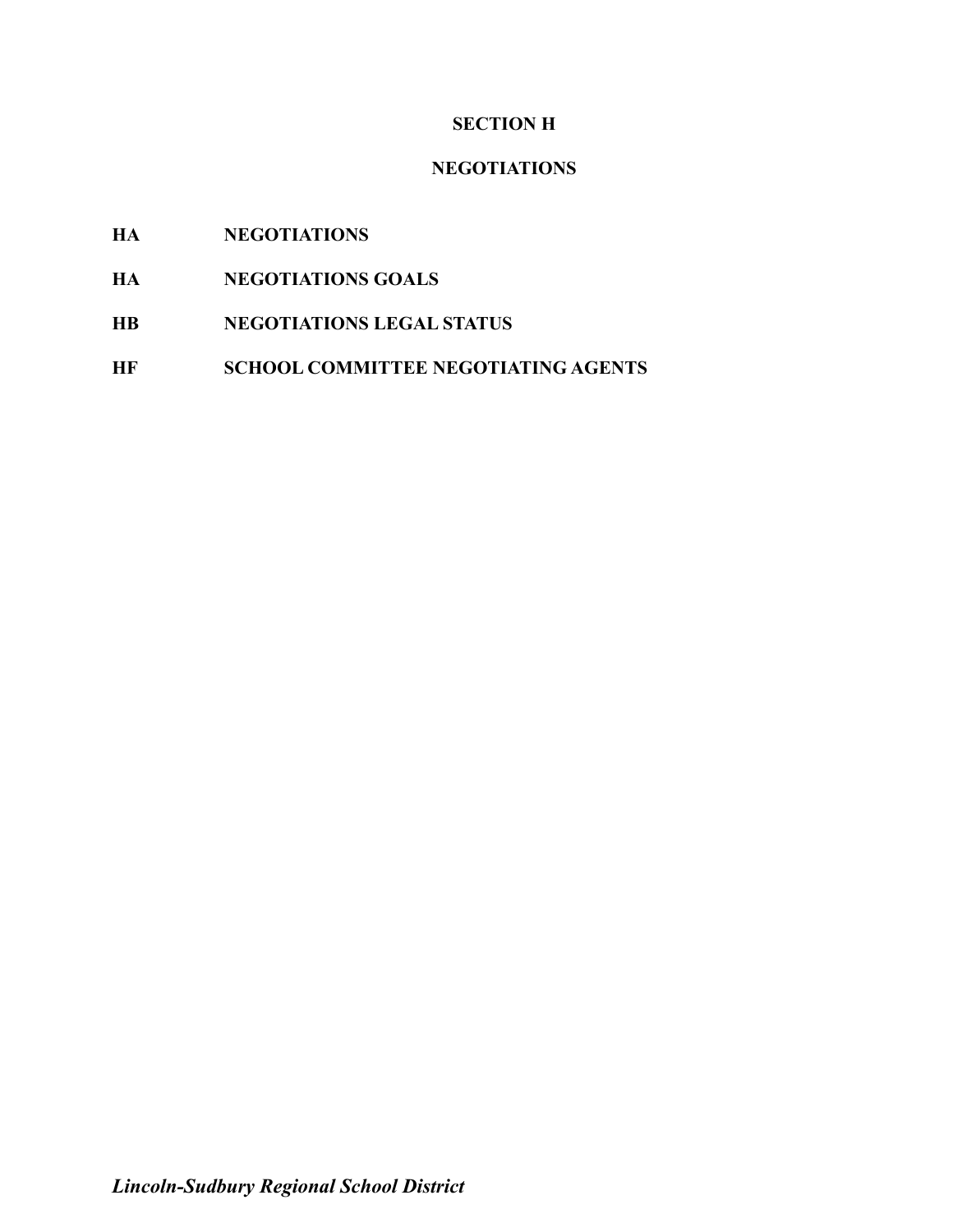# SECTION H

## NEGOTIATIONS

| | |
|---|---|
| **HA** | **NEGOTIATIONS** |
| **HA** | **NEGOTIATIONS GOALS** |
| **HB** | **NEGOTIATIONS LEGAL STATUS** |
| **HF** | **SCHOOL COMMITTEE NEGOTIATING AGENTS** |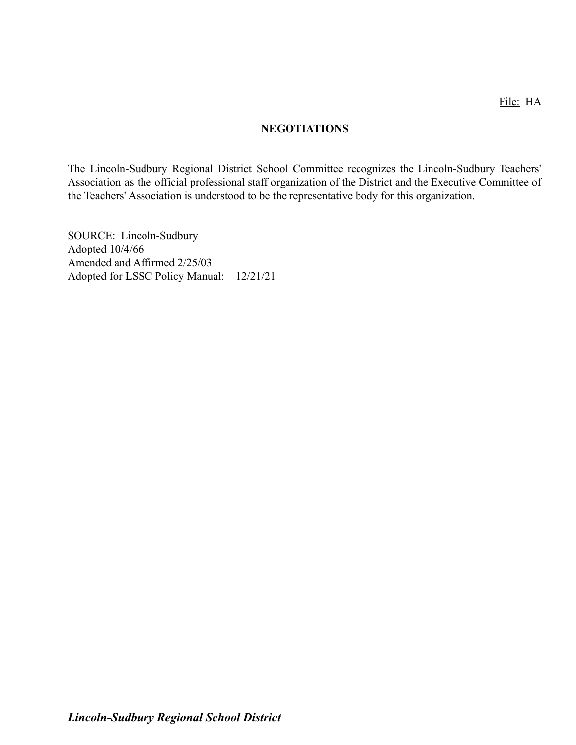File: HA

# NEGOTIATIONS

The Lincoln-Sudbury Regional District School Committee recognizes the Lincoln-Sudbury Teachers' Association as the official professional staff organization of the District and the Executive Committee of the Teachers' Association is understood to be the representative body for this organization.

SOURCE: Lincoln-Sudbury
Adopted 10/4/66
Amended and Affirmed 2/25/03
Adopted for LSSC Policy Manual: 12/21/21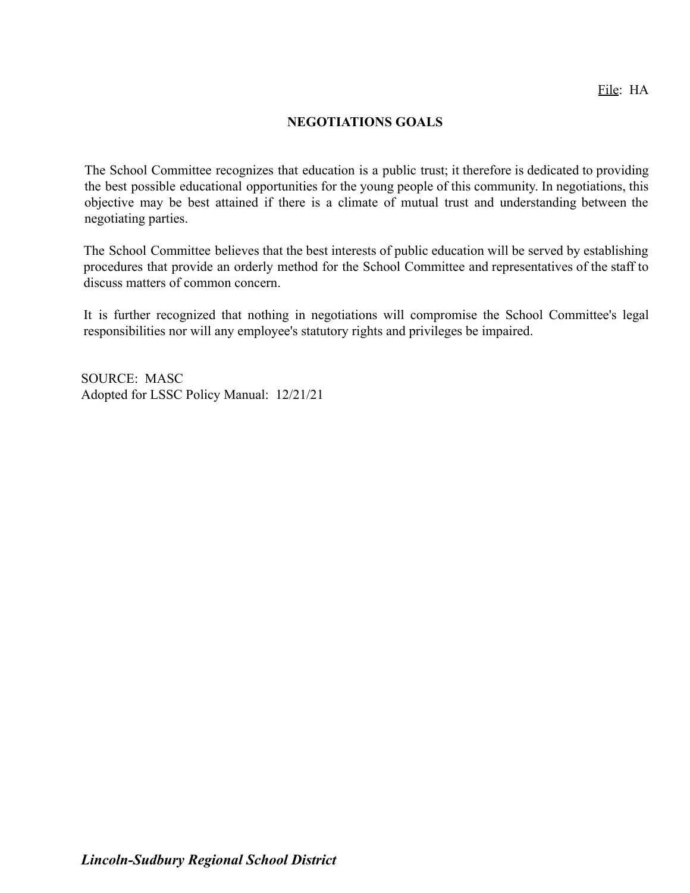File: HA

# NEGOTIATIONS GOALS

The School Committee recognizes that education is a public trust; it therefore is dedicated to providing the best possible educational opportunities for the young people of this community. In negotiations, this objective may be best attained if there is a climate of mutual trust and understanding between the negotiating parties.

The School Committee believes that the best interests of public education will be served by establishing procedures that provide an orderly method for the School Committee and representatives of the staff to discuss matters of common concern.

It is further recognized that nothing in negotiations will compromise the School Committee's legal responsibilities nor will any employee's statutory rights and privileges be impaired.

SOURCE: MASC
Adopted for LSSC Policy Manual: 12/21/21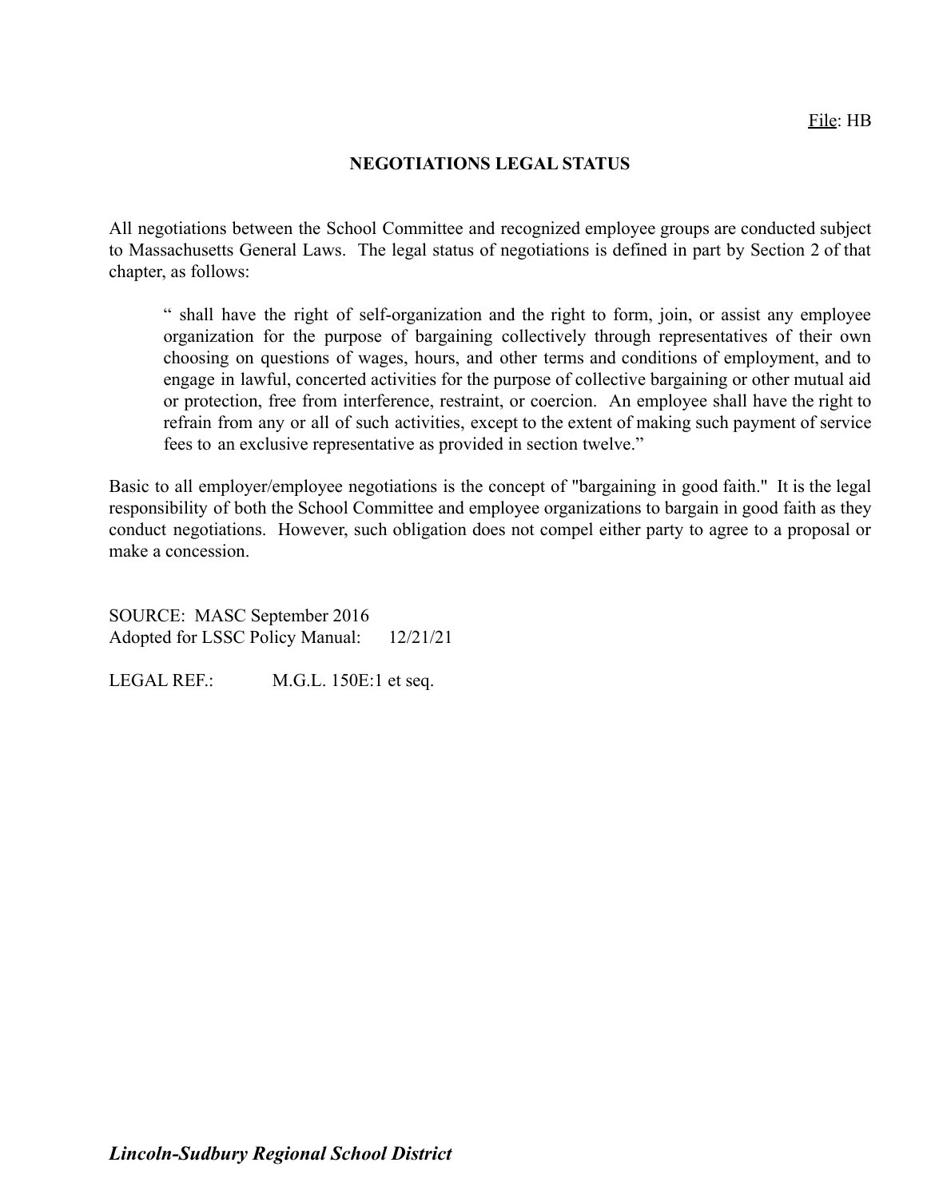File: HB

# NEGOTIATIONS LEGAL STATUS

All negotiations between the School Committee and recognized employee groups are conducted subject to Massachusetts General Laws. The legal status of negotiations is defined in part by Section 2 of that chapter, as follows:

> " shall have the right of self-organization and the right to form, join, or assist any employee organization for the purpose of bargaining collectively through representatives of their own choosing on questions of wages, hours, and other terms and conditions of employment, and to engage in lawful, concerted activities for the purpose of collective bargaining or other mutual aid or protection, free from interference, restraint, or coercion. An employee shall have the right to refrain from any or all of such activities, except to the extent of making such payment of service fees to an exclusive representative as provided in section twelve."

Basic to all employer/employee negotiations is the concept of "bargaining in good faith." It is the legal responsibility of both the School Committee and employee organizations to bargain in good faith as they conduct negotiations. However, such obligation does not compel either party to agree to a proposal or make a concession.

SOURCE: MASC September 2016
Adopted for LSSC Policy Manual: 12/21/21

LEGAL REF.: M.G.L. 150E:1 et seq.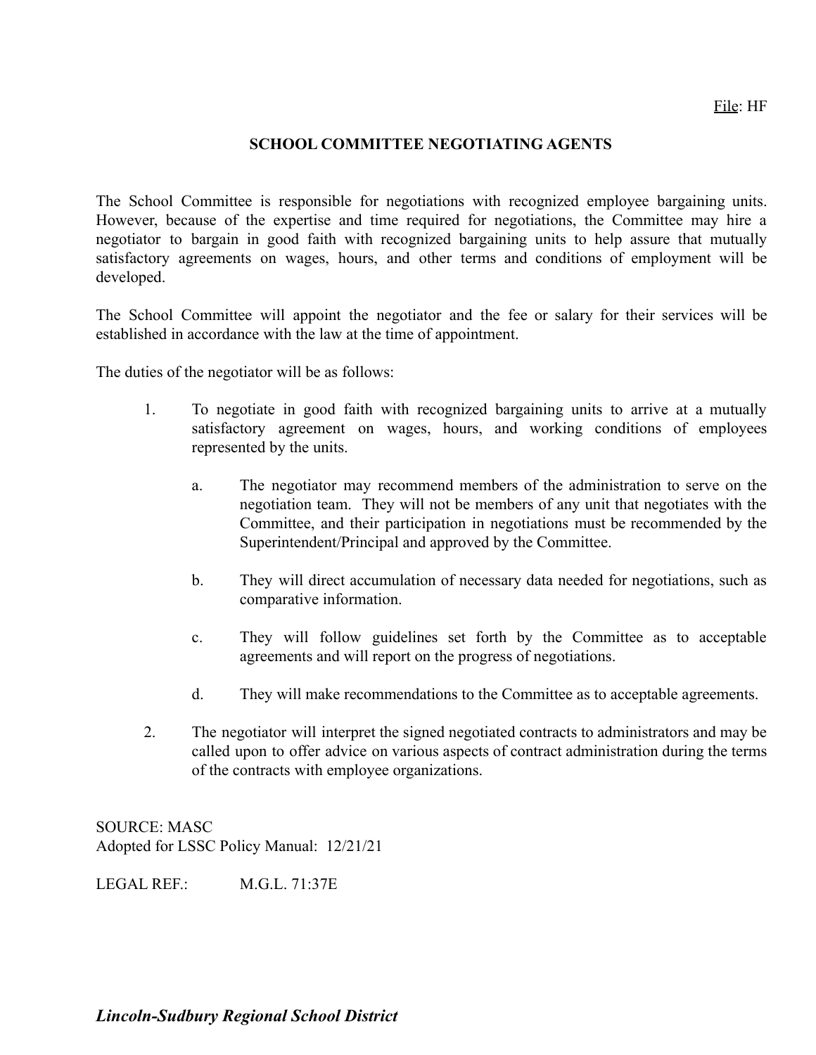File: HF

# SCHOOL COMMITTEE NEGOTIATING AGENTS

The School Committee is responsible for negotiations with recognized employee bargaining units. However, because of the expertise and time required for negotiations, the Committee may hire a negotiator to bargain in good faith with recognized bargaining units to help assure that mutually satisfactory agreements on wages, hours, and other terms and conditions of employment will be developed.

The School Committee will appoint the negotiator and the fee or salary for their services will be established in accordance with the law at the time of appointment.

The duties of the negotiator will be as follows:

1. To negotiate in good faith with recognized bargaining units to arrive at a mutually satisfactory agreement on wages, hours, and working conditions of employees represented by the units.

    a. The negotiator may recommend members of the administration to serve on the negotiation team. They will not be members of any unit that negotiates with the Committee, and their participation in negotiations must be recommended by the Superintendent/Principal and approved by the Committee.

    b. They will direct accumulation of necessary data needed for negotiations, such as comparative information.

    c. They will follow guidelines set forth by the Committee as to acceptable agreements and will report on the progress of negotiations.

    d. They will make recommendations to the Committee as to acceptable agreements.

2. The negotiator will interpret the signed negotiated contracts to administrators and may be called upon to offer advice on various aspects of contract administration during the terms of the contracts with employee organizations.

SOURCE: MASC
Adopted for LSSC Policy Manual: 12/21/21

LEGAL REF.: M.G.L. 71:37E